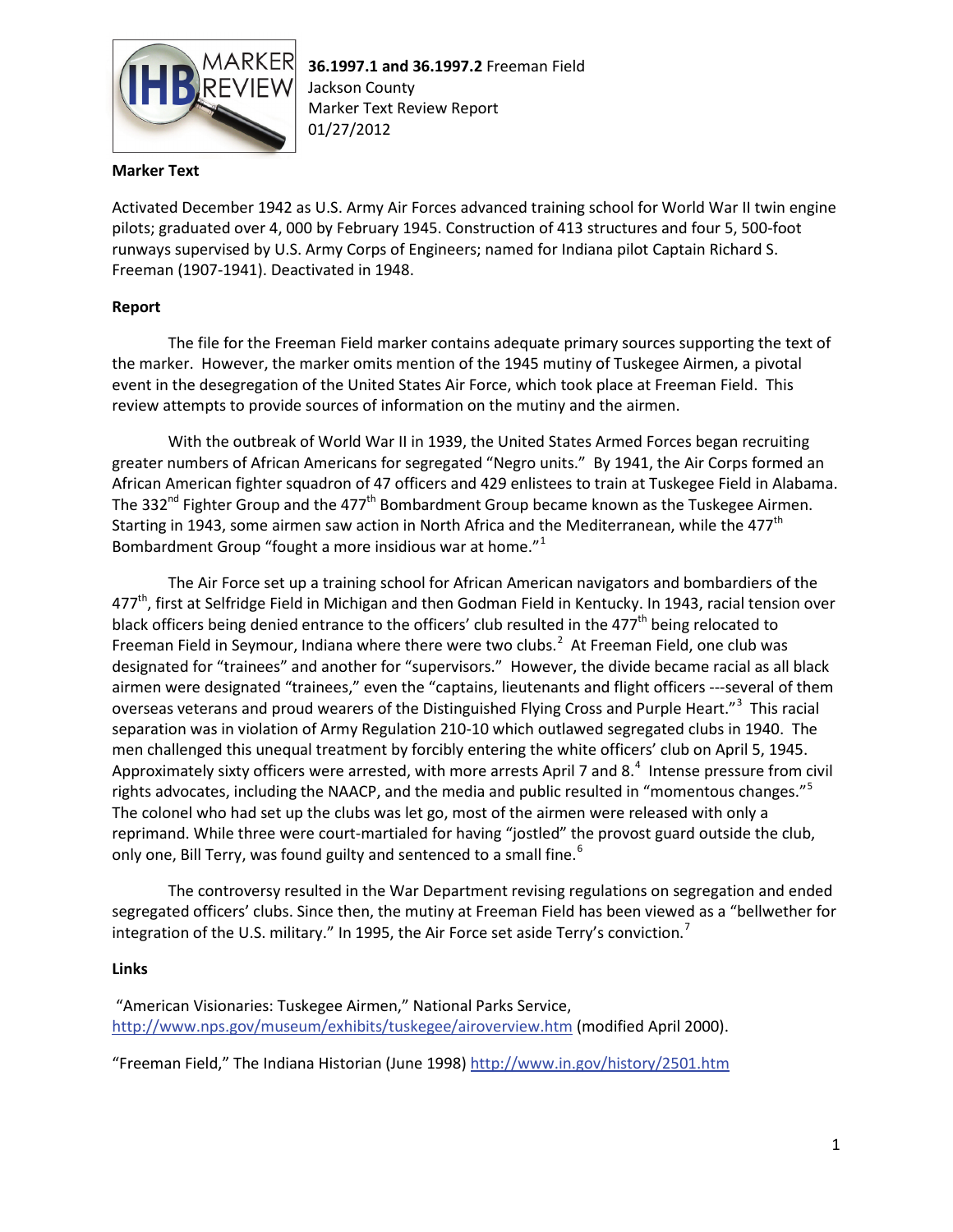**36.1997.1 and 36.1997.2** Freeman Field
Jackson County
Marker Text Review Report
01/27/2012

**Marker Text**

Activated December 1942 as U.S. Army Air Forces advanced training school for World War II twin engine pilots; graduated over 4, 000 by February 1945. Construction of 413 structures and four 5, 500-foot runways supervised by U.S. Army Corps of Engineers; named for Indiana pilot Captain Richard S. Freeman (1907-1941). Deactivated in 1948.

**Report**

The file for the Freeman Field marker contains adequate primary sources supporting the text of the marker. However, the marker omits mention of the 1945 mutiny of Tuskegee Airmen, a pivotal event in the desegregation of the United States Air Force, which took place at Freeman Field. This review attempts to provide sources of information on the mutiny and the airmen.

With the outbreak of World War II in 1939, the United States Armed Forces began recruiting greater numbers of African Americans for segregated "Negro units." By 1941, the Air Corps formed an African American fighter squadron of 47 officers and 429 enlistees to train at Tuskegee Field in Alabama. The 332nd Fighter Group and the 477th Bombardment Group became known as the Tuskegee Airmen. Starting in 1943, some airmen saw action in North Africa and the Mediterranean, while the 477th Bombardment Group "fought a more insidious war at home."[1]

The Air Force set up a training school for African American navigators and bombardiers of the 477th, first at Selfridge Field in Michigan and then Godman Field in Kentucky. In 1943, racial tension over black officers being denied entrance to the officers' club resulted in the 477th being relocated to Freeman Field in Seymour, Indiana where there were two clubs.[2] At Freeman Field, one club was designated for "trainees" and another for "supervisors." However, the divide became racial as all black airmen were designated "trainees," even the "captains, lieutenants and flight officers ---several of them overseas veterans and proud wearers of the Distinguished Flying Cross and Purple Heart."[3] This racial separation was in violation of Army Regulation 210-10 which outlawed segregated clubs in 1940. The men challenged this unequal treatment by forcibly entering the white officers' club on April 5, 1945. Approximately sixty officers were arrested, with more arrests April 7 and 8.[4] Intense pressure from civil rights advocates, including the NAACP, and the media and public resulted in "momentous changes."[5] The colonel who had set up the clubs was let go, most of the airmen were released with only a reprimand. While three were court-martialed for having "jostled" the provost guard outside the club, only one, Bill Terry, was found guilty and sentenced to a small fine.[6]

The controversy resulted in the War Department revising regulations on segregation and ended segregated officers' clubs. Since then, the mutiny at Freeman Field has been viewed as a "bellwether for integration of the U.S. military." In 1995, the Air Force set aside Terry's conviction.[7]

**Links**

"American Visionaries: Tuskegee Airmen," National Parks Service, http://www.nps.gov/museum/exhibits/tuskegee/airoverview.htm (modified April 2000).

"Freeman Field," The Indiana Historian (June 1998) http://www.in.gov/history/2501.htm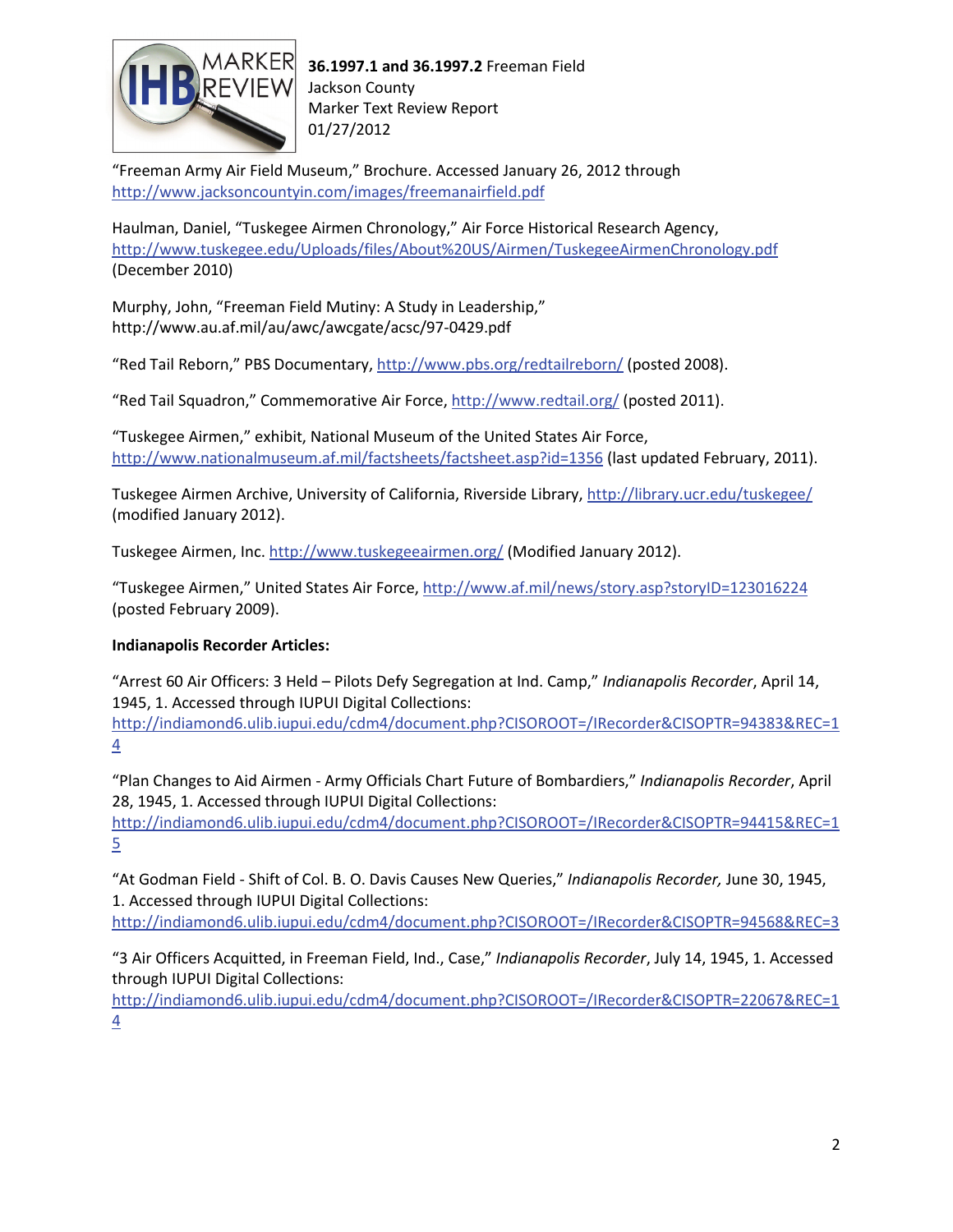"Freeman Army Air Field Museum," Brochure. Accessed January 26, 2012 through http://www.jacksoncountyin.com/images/freemanairfield.pdf

Haulman, Daniel, "Tuskegee Airmen Chronology," Air Force Historical Research Agency, http://www.tuskegee.edu/Uploads/files/About%20US/Airmen/TuskegeeAirmenChronology.pdf (December 2010)

Murphy, John, "Freeman Field Mutiny: A Study in Leadership," http://www.au.af.mil/au/awc/awcgate/acsc/97-0429.pdf

"Red Tail Reborn," PBS Documentary, http://www.pbs.org/redtailreborn/ (posted 2008).

"Red Tail Squadron," Commemorative Air Force, http://www.redtail.org/ (posted 2011).

"Tuskegee Airmen," exhibit, National Museum of the United States Air Force, http://www.nationalmuseum.af.mil/factsheets/factsheet.asp?id=1356 (last updated February, 2011).

Tuskegee Airmen Archive, University of California, Riverside Library, http://library.ucr.edu/tuskegee/ (modified January 2012).

Tuskegee Airmen, Inc. http://www.tuskegeeairmen.org/ (Modified January 2012).

"Tuskegee Airmen," United States Air Force, http://www.af.mil/news/story.asp?storyID=123016224 (posted February 2009).

**Indianapolis Recorder Articles:**

"Arrest 60 Air Officers: 3 Held – Pilots Defy Segregation at Ind. Camp," *Indianapolis Recorder*, April 14, 1945, 1. Accessed through IUPUI Digital Collections: http://indiamond6.ulib.iupui.edu/cdm4/document.php?CISOROOT=/IRecorder&CISOPTR=94383&REC=14

"Plan Changes to Aid Airmen - Army Officials Chart Future of Bombardiers," *Indianapolis Recorder*, April 28, 1945, 1. Accessed through IUPUI Digital Collections: http://indiamond6.ulib.iupui.edu/cdm4/document.php?CISOROOT=/IRecorder&CISOPTR=94415&REC=15

"At Godman Field - Shift of Col. B. O. Davis Causes New Queries," *Indianapolis Recorder,* June 30, 1945, 1. Accessed through IUPUI Digital Collections: http://indiamond6.ulib.iupui.edu/cdm4/document.php?CISOROOT=/IRecorder&CISOPTR=94568&REC=3

"3 Air Officers Acquitted, in Freeman Field, Ind., Case," *Indianapolis Recorder*, July 14, 1945, 1. Accessed through IUPUI Digital Collections: http://indiamond6.ulib.iupui.edu/cdm4/document.php?CISOROOT=/IRecorder&CISOPTR=22067&REC=14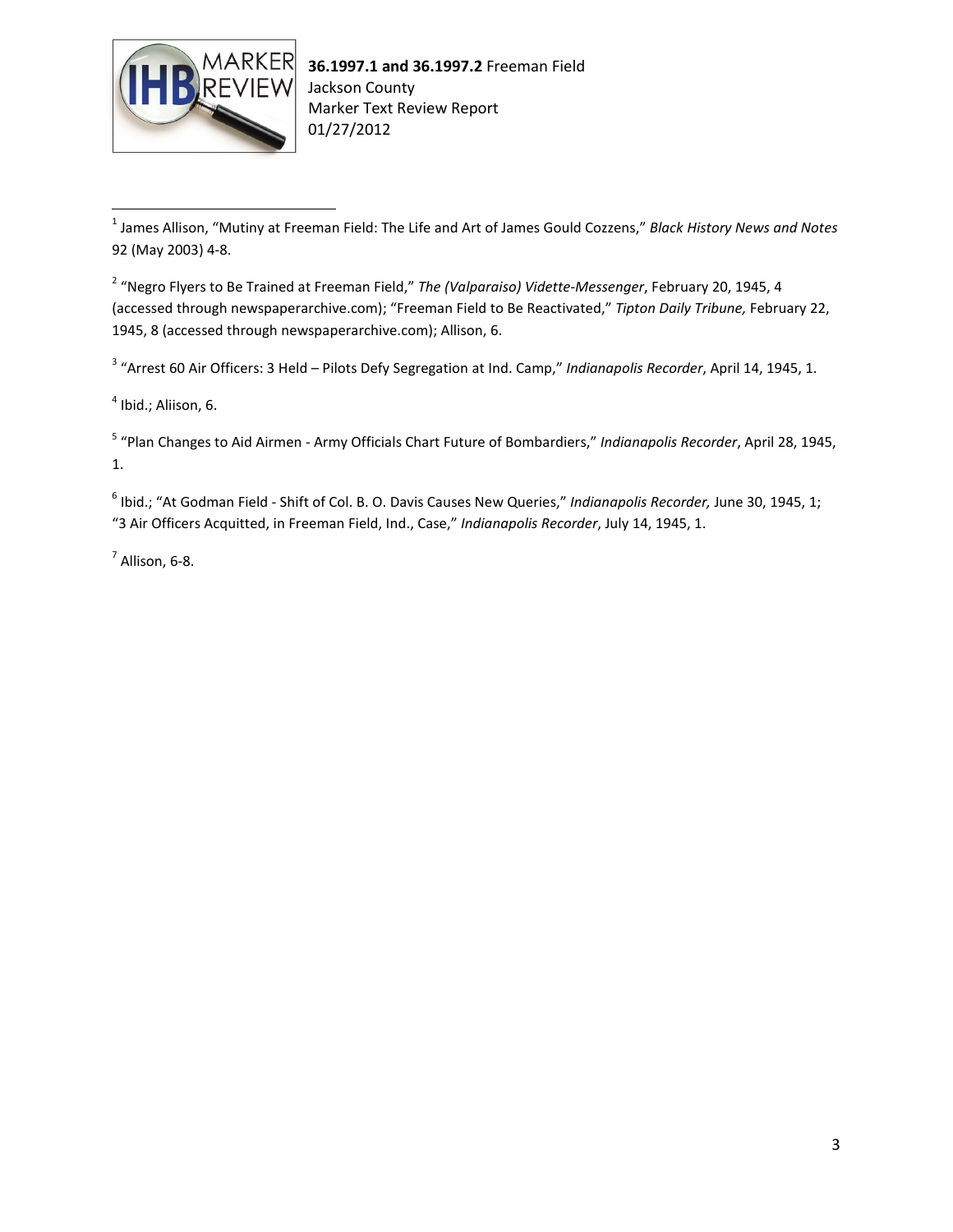[1] James Allison, "Mutiny at Freeman Field: The Life and Art of James Gould Cozzens," *Black History News and Notes* 92 (May 2003) 4-8.

[2] "Negro Flyers to Be Trained at Freeman Field," *The (Valparaiso) Vidette-Messenger*, February 20, 1945, 4 (accessed through newspaperarchive.com); "Freeman Field to Be Reactivated," *Tipton Daily Tribune,* February 22, 1945, 8 (accessed through newspaperarchive.com); Allison, 6.

[3] "Arrest 60 Air Officers: 3 Held – Pilots Defy Segregation at Ind. Camp," *Indianapolis Recorder*, April 14, 1945, 1.

[4] Ibid.; Aliison, 6.

[5] "Plan Changes to Aid Airmen - Army Officials Chart Future of Bombardiers," *Indianapolis Recorder*, April 28, 1945, 1.

[6] Ibid.; "At Godman Field - Shift of Col. B. O. Davis Causes New Queries," *Indianapolis Recorder,* June 30, 1945, 1; "3 Air Officers Acquitted, in Freeman Field, Ind., Case," *Indianapolis Recorder*, July 14, 1945, 1.

[7] Allison, 6-8.